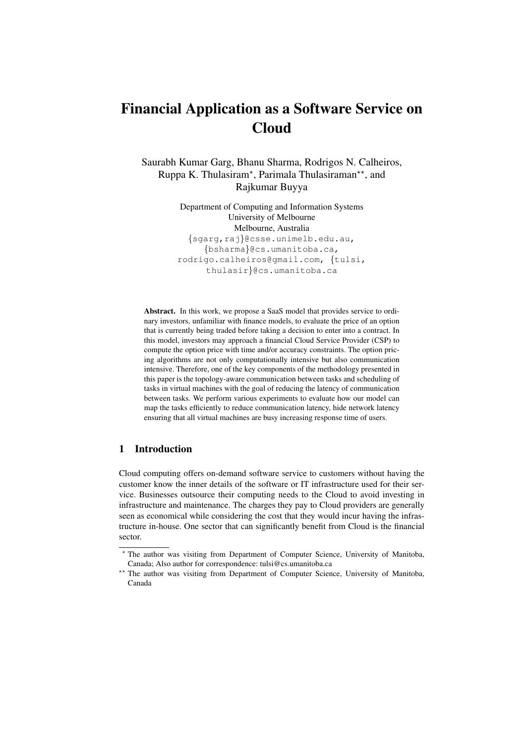# Financial Application as a Software Service on Cloud

Saurabh Kumar Garg, Bhanu Sharma, Rodrigos N. Calheiros, Ruppa K. Thulasiram*, Parimala Thulasiraman**, and Rajkumar Buyya

Department of Computing and Information Systems
University of Melbourne
Melbourne, Australia
{sgarg,raj}@csse.unimelb.edu.au,
{bsharma}@cs.umanitoba.ca,
rodrigo.calheiros@gmail.com, {tulsi,
thulasir}@cs.umanitoba.ca

**Abstract.** In this work, we propose a SaaS model that provides service to ordinary investors, unfamiliar with finance models, to evaluate the price of an option that is currently being traded before taking a decision to enter into a contract. In this model, investors may approach a financial Cloud Service Provider (CSP) to compute the option price with time and/or accuracy constraints. The option pricing algorithms are not only computationally intensive but also communication intensive. Therefore, one of the key components of the methodology presented in this paper is the topology-aware communication between tasks and scheduling of tasks in virtual machines with the goal of reducing the latency of communication between tasks. We perform various experiments to evaluate how our model can map the tasks efficiently to reduce communication latency, hide network latency ensuring that all virtual machines are busy increasing response time of users.

## 1 Introduction

Cloud computing offers on-demand software service to customers without having the customer know the inner details of the software or IT infrastructure used for their service. Businesses outsource their computing needs to the Cloud to avoid investing in infrastructure and maintenance. The charges they pay to Cloud providers are generally seen as economical while considering the cost that they would incur having the infrastructure in-house. One sector that can significantly benefit from Cloud is the financial sector.

---

* The author was visiting from Department of Computer Science, University of Manitoba, Canada; Also author for correspondence: tulsi@cs.umanitoba.ca

** The author was visiting from Department of Computer Science, University of Manitoba, Canada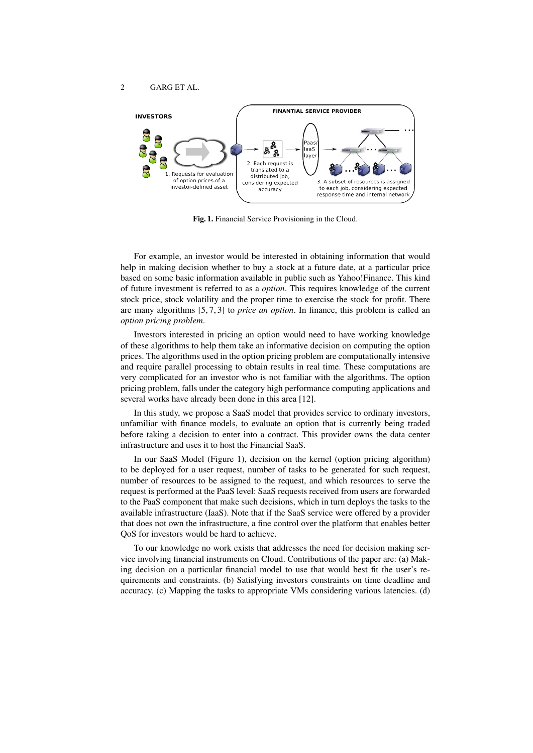**Fig. 1.** Financial Service Provisioning in the Cloud.

For example, an investor would be interested in obtaining information that would help in making decision whether to buy a stock at a future date, at a particular price based on some basic information available in public such as Yahoo!Finance. This kind of future investment is referred to as a *option*. This requires knowledge of the current stock price, stock volatility and the proper time to exercise the stock for profit. There are many algorithms [5, 7, 3] to *price an option*. In finance, this problem is called an *option pricing problem*.

Investors interested in pricing an option would need to have working knowledge of these algorithms to help them take an informative decision on computing the option prices. The algorithms used in the option pricing problem are computationally intensive and require parallel processing to obtain results in real time. These computations are very complicated for an investor who is not familiar with the algorithms. The option pricing problem, falls under the category high performance computing applications and several works have already been done in this area [12].

In this study, we propose a SaaS model that provides service to ordinary investors, unfamiliar with finance models, to evaluate an option that is currently being traded before taking a decision to enter into a contract. This provider owns the data center infrastructure and uses it to host the Financial SaaS.

In our SaaS Model (Figure 1), decision on the kernel (option pricing algorithm) to be deployed for a user request, number of tasks to be generated for such request, number of resources to be assigned to the request, and which resources to serve the request is performed at the PaaS level: SaaS requests received from users are forwarded to the PaaS component that make such decisions, which in turn deploys the tasks to the available infrastructure (IaaS). Note that if the SaaS service were offered by a provider that does not own the infrastructure, a fine control over the platform that enables better QoS for investors would be hard to achieve.

To our knowledge no work exists that addresses the need for decision making service involving financial instruments on Cloud. Contributions of the paper are: (a) Making decision on a particular financial model to use that would best fit the user's requirements and constraints. (b) Satisfying investors constraints on time deadline and accuracy. (c) Mapping the tasks to appropriate VMs considering various latencies. (d)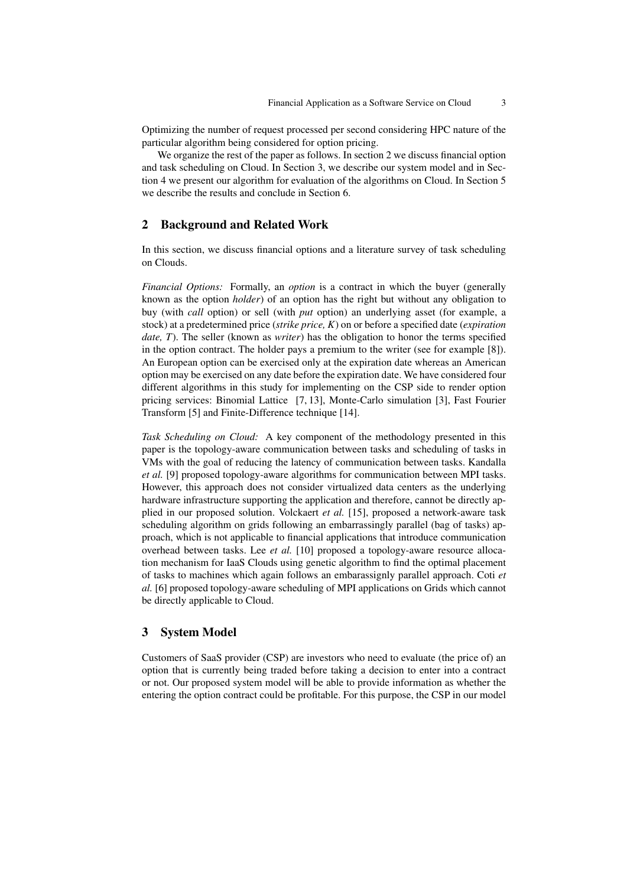Optimizing the number of request processed per second considering HPC nature of the particular algorithm being considered for option pricing.

We organize the rest of the paper as follows. In section 2 we discuss financial option and task scheduling on Cloud. In Section 3, we describe our system model and in Section 4 we present our algorithm for evaluation of the algorithms on Cloud. In Section 5 we describe the results and conclude in Section 6.

## 2 Background and Related Work

In this section, we discuss financial options and a literature survey of task scheduling on Clouds.

*Financial Options:* Formally, an *option* is a contract in which the buyer (generally known as the option *holder*) of an option has the right but without any obligation to buy (with *call* option) or sell (with *put* option) an underlying asset (for example, a stock) at a predetermined price (*strike price, K*) on or before a specified date (*expiration date, T*). The seller (known as *writer*) has the obligation to honor the terms specified in the option contract. The holder pays a premium to the writer (see for example [8]). An European option can be exercised only at the expiration date whereas an American option may be exercised on any date before the expiration date. We have considered four different algorithms in this study for implementing on the CSP side to render option pricing services: Binomial Lattice [7, 13], Monte-Carlo simulation [3], Fast Fourier Transform [5] and Finite-Difference technique [14].

*Task Scheduling on Cloud:* A key component of the methodology presented in this paper is the topology-aware communication between tasks and scheduling of tasks in VMs with the goal of reducing the latency of communication between tasks. Kandalla *et al.* [9] proposed topology-aware algorithms for communication between MPI tasks. However, this approach does not consider virtualized data centers as the underlying hardware infrastructure supporting the application and therefore, cannot be directly applied in our proposed solution. Volckaert *et al.* [15], proposed a network-aware task scheduling algorithm on grids following an embarrassingly parallel (bag of tasks) approach, which is not applicable to financial applications that introduce communication overhead between tasks. Lee *et al.* [10] proposed a topology-aware resource allocation mechanism for IaaS Clouds using genetic algorithm to find the optimal placement of tasks to machines which again follows an embarassignly parallel approach. Coti *et al.* [6] proposed topology-aware scheduling of MPI applications on Grids which cannot be directly applicable to Cloud.

## 3 System Model

Customers of SaaS provider (CSP) are investors who need to evaluate (the price of) an option that is currently being traded before taking a decision to enter into a contract or not. Our proposed system model will be able to provide information as whether the entering the option contract could be profitable. For this purpose, the CSP in our model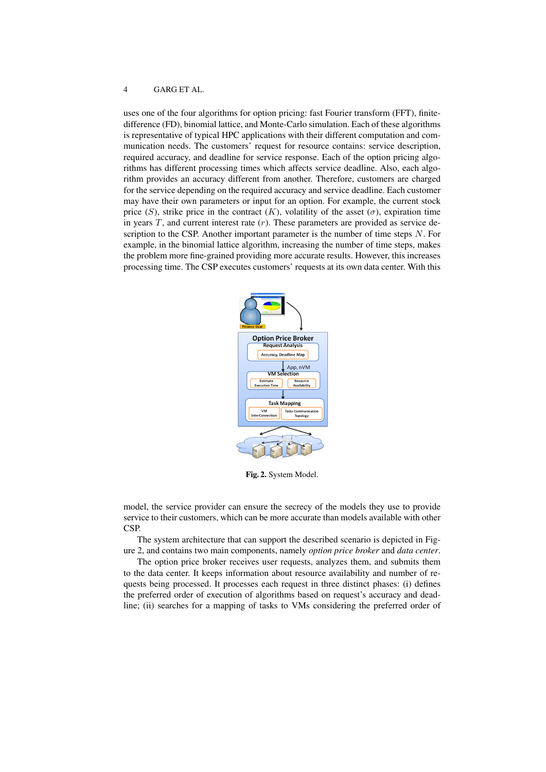uses one of the four algorithms for option pricing: fast Fourier transform (FFT), finite-difference (FD), binomial lattice, and Monte-Carlo simulation. Each of these algorithms is representative of typical HPC applications with their different computation and communication needs. The customers' request for resource contains: service description, required accuracy, and deadline for service response. Each of the option pricing algorithms has different processing times which affects service deadline. Also, each algorithm provides an accuracy different from another. Therefore, customers are charged for the service depending on the required accuracy and service deadline. Each customer may have their own parameters or input for an option. For example, the current stock price ($S$), strike price in the contract ($K$), volatility of the asset ($\sigma$), expiration time in years $T$, and current interest rate ($r$). These parameters are provided as service description to the CSP. Another important parameter is the number of time steps $N$. For example, in the binomial lattice algorithm, increasing the number of time steps, makes the problem more fine-grained providing more accurate results. However, this increases processing time. The CSP executes customers' requests at its own data center. With this

**Fig. 2.** System Model.

model, the service provider can ensure the secrecy of the models they use to provide service to their customers, which can be more accurate than models available with other CSP.

The system architecture that can support the described scenario is depicted in Figure 2, and contains two main components, namely *option price broker* and *data center*.

The option price broker receives user requests, analyzes them, and submits them to the data center. It keeps information about resource availability and number of requests being processed. It processes each request in three distinct phases: (i) defines the preferred order of execution of algorithms based on request's accuracy and deadline; (ii) searches for a mapping of tasks to VMs considering the preferred order of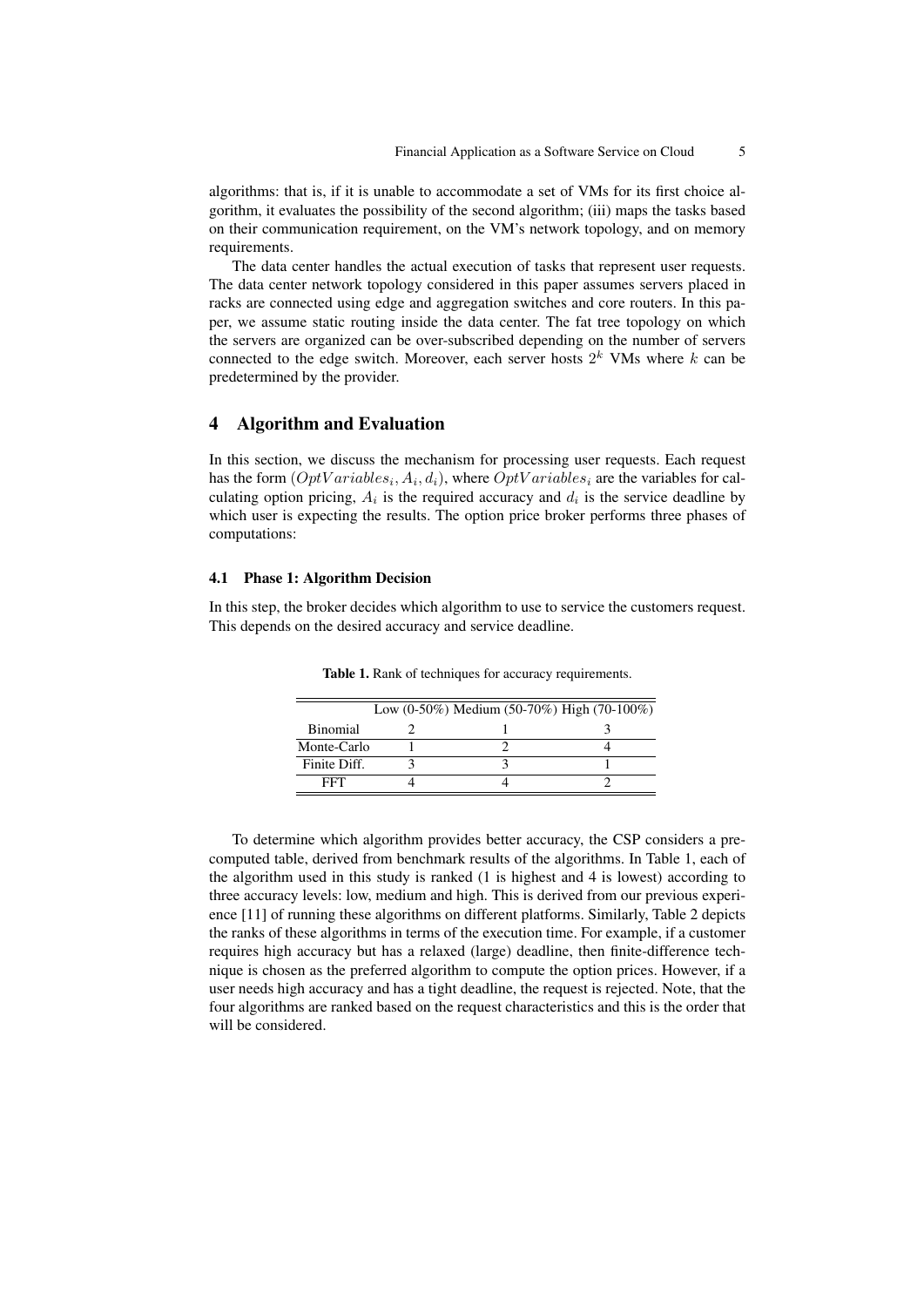algorithms: that is, if it is unable to accommodate a set of VMs for its first choice algorithm, it evaluates the possibility of the second algorithm; (iii) maps the tasks based on their communication requirement, on the VM's network topology, and on memory requirements.

The data center handles the actual execution of tasks that represent user requests. The data center network topology considered in this paper assumes servers placed in racks are connected using edge and aggregation switches and core routers. In this paper, we assume static routing inside the data center. The fat tree topology on which the servers are organized can be over-subscribed depending on the number of servers connected to the edge switch. Moreover, each server hosts $2^k$ VMs where $k$ can be predetermined by the provider.

## 4 Algorithm and Evaluation

In this section, we discuss the mechanism for processing user requests. Each request has the form $(OptVariables_i, A_i, d_i)$, where $OptVariables_i$ are the variables for calculating option pricing, $A_i$ is the required accuracy and $d_i$ is the service deadline by which user is expecting the results. The option price broker performs three phases of computations:

### 4.1 Phase 1: Algorithm Decision

In this step, the broker decides which algorithm to use to service the customers request. This depends on the desired accuracy and service deadline.

**Table 1.** Rank of techniques for accuracy requirements.

| | Low (0-50%) | Medium (50-70%) | High (70-100%) |
|---|---|---|---|
| Binomial | 2 | 1 | 3 |
| Monte-Carlo | 1 | 2 | 4 |
| Finite Diff. | 3 | 3 | 1 |
| FFT | 4 | 4 | 2 |

To determine which algorithm provides better accuracy, the CSP considers a pre-computed table, derived from benchmark results of the algorithms. In Table 1, each of the algorithm used in this study is ranked (1 is highest and 4 is lowest) according to three accuracy levels: low, medium and high. This is derived from our previous experience [11] of running these algorithms on different platforms. Similarly, Table 2 depicts the ranks of these algorithms in terms of the execution time. For example, if a customer requires high accuracy but has a relaxed (large) deadline, then finite-difference technique is chosen as the preferred algorithm to compute the option prices. However, if a user needs high accuracy and has a tight deadline, the request is rejected. Note, that the four algorithms are ranked based on the request characteristics and this is the order that will be considered.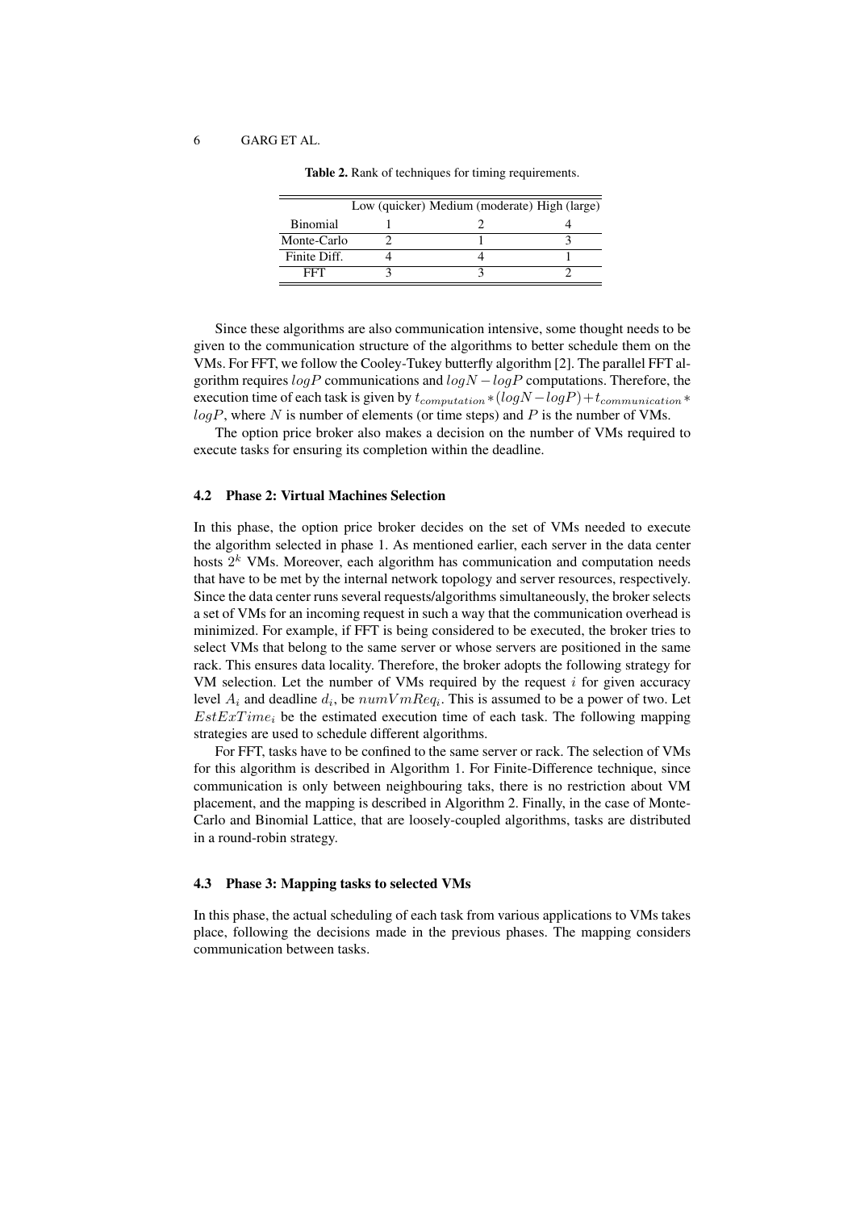**Table 2.** Rank of techniques for timing requirements.

| | Low (quicker) | Medium (moderate) | High (large) |
|---|---|---|---|
| Binomial | 1 | 2 | 4 |
| Monte-Carlo | 2 | 1 | 3 |
| Finite Diff. | 4 | 4 | 1 |
| FFT | 3 | 3 | 2 |

Since these algorithms are also communication intensive, some thought needs to be given to the communication structure of the algorithms to better schedule them on the VMs. For FFT, we follow the Cooley-Tukey butterfly algorithm [2]. The parallel FFT algorithm requires $logP$ communications and $logN - logP$ computations. Therefore, the execution time of each task is given by $t_{computation} * (logN - logP) + t_{communication} * logP$, where $N$ is number of elements (or time steps) and $P$ is the number of VMs.

The option price broker also makes a decision on the number of VMs required to execute tasks for ensuring its completion within the deadline.

### 4.2 Phase 2: Virtual Machines Selection

In this phase, the option price broker decides on the set of VMs needed to execute the algorithm selected in phase 1. As mentioned earlier, each server in the data center hosts $2^k$ VMs. Moreover, each algorithm has communication and computation needs that have to be met by the internal network topology and server resources, respectively. Since the data center runs several requests/algorithms simultaneously, the broker selects a set of VMs for an incoming request in such a way that the communication overhead is minimized. For example, if FFT is being considered to be executed, the broker tries to select VMs that belong to the same server or whose servers are positioned in the same rack. This ensures data locality. Therefore, the broker adopts the following strategy for VM selection. Let the number of VMs required by the request $i$ for given accuracy level $A_i$ and deadline $d_i$, be $numVmReq_i$. This is assumed to be a power of two. Let $EstExTime_i$ be the estimated execution time of each task. The following mapping strategies are used to schedule different algorithms.

For FFT, tasks have to be confined to the same server or rack. The selection of VMs for this algorithm is described in Algorithm 1. For Finite-Difference technique, since communication is only between neighbouring taks, there is no restriction about VM placement, and the mapping is described in Algorithm 2. Finally, in the case of Monte-Carlo and Binomial Lattice, that are loosely-coupled algorithms, tasks are distributed in a round-robin strategy.

### 4.3 Phase 3: Mapping tasks to selected VMs

In this phase, the actual scheduling of each task from various applications to VMs takes place, following the decisions made in the previous phases. The mapping considers communication between tasks.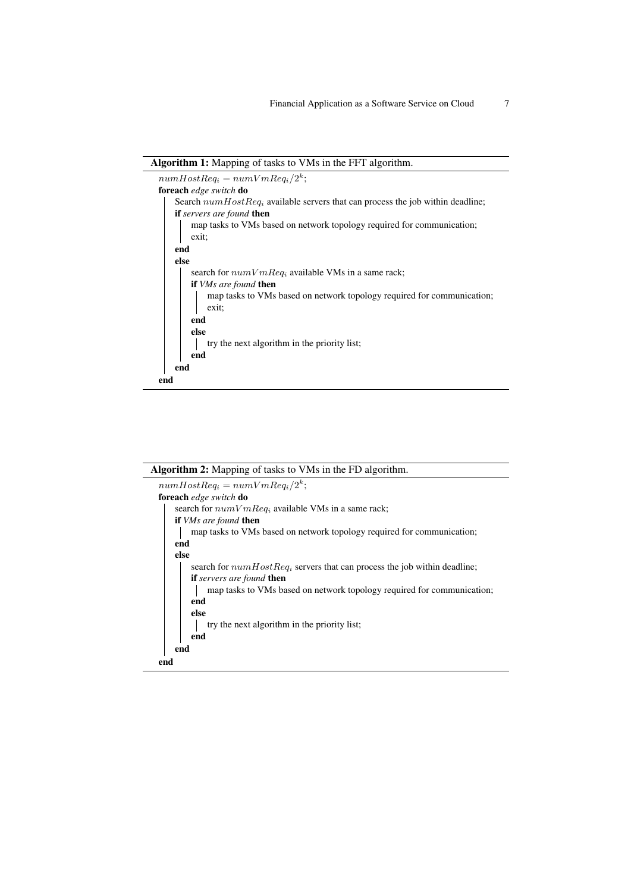**Algorithm 1:** Mapping of tasks to VMs in the FFT algorithm.

```
numHostReq_i = numVmReq_i / 2^k;
foreach edge switch do
    Search numHostReq_i available servers that can process the job within deadline;
    if servers are found then
        map tasks to VMs based on network topology required for communication;
        exit;
    end
    else
        search for numVmReq_i available VMs in a same rack;
        if VMs are found then
            map tasks to VMs based on network topology required for communication;
            exit;
        end
        else
            try the next algorithm in the priority list;
        end
    end
end
```

**Algorithm 2:** Mapping of tasks to VMs in the FD algorithm.

```
numHostReq_i = numVmReq_i / 2^k;
foreach edge switch do
    search for numVmReq_i available VMs in a same rack;
    if VMs are found then
        map tasks to VMs based on network topology required for communication;
    end
    else
        search for numHostReq_i servers that can process the job within deadline;
        if servers are found then
            map tasks to VMs based on network topology required for communication;
        end
        else
            try the next algorithm in the priority list;
        end
    end
end
```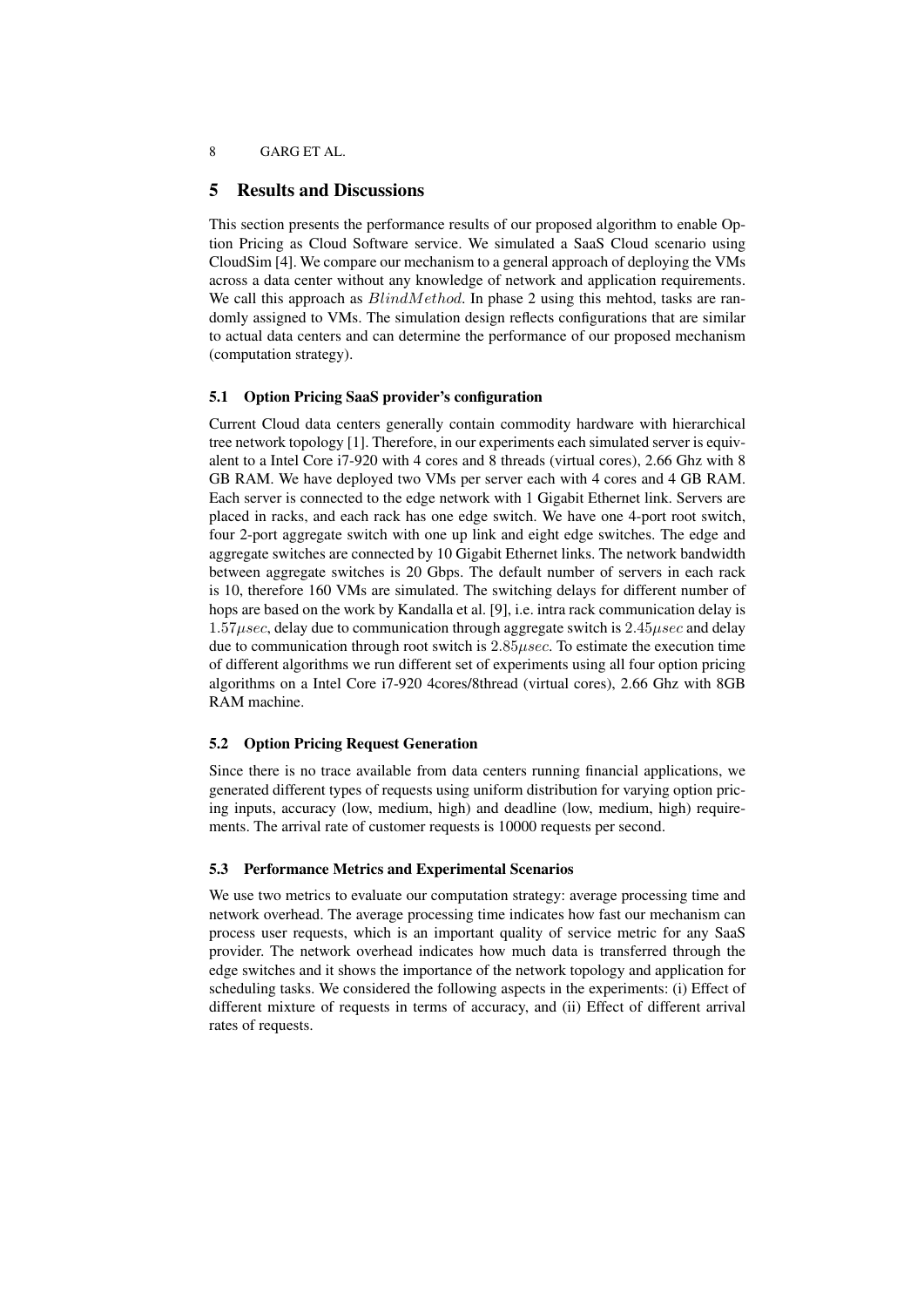## 5 Results and Discussions

This section presents the performance results of our proposed algorithm to enable Option Pricing as Cloud Software service. We simulated a SaaS Cloud scenario using CloudSim [4]. We compare our mechanism to a general approach of deploying the VMs across a data center without any knowledge of network and application requirements. We call this approach as $BlindMethod$. In phase 2 using this mehtod, tasks are randomly assigned to VMs. The simulation design reflects configurations that are similar to actual data centers and can determine the performance of our proposed mechanism (computation strategy).

### 5.1 Option Pricing SaaS provider's configuration

Current Cloud data centers generally contain commodity hardware with hierarchical tree network topology [1]. Therefore, in our experiments each simulated server is equivalent to a Intel Core i7-920 with 4 cores and 8 threads (virtual cores), 2.66 Ghz with 8 GB RAM. We have deployed two VMs per server each with 4 cores and 4 GB RAM. Each server is connected to the edge network with 1 Gigabit Ethernet link. Servers are placed in racks, and each rack has one edge switch. We have one 4-port root switch, four 2-port aggregate switch with one up link and eight edge switches. The edge and aggregate switches are connected by 10 Gigabit Ethernet links. The network bandwidth between aggregate switches is 20 Gbps. The default number of servers in each rack is 10, therefore 160 VMs are simulated. The switching delays for different number of hops are based on the work by Kandalla et al. [9], i.e. intra rack communication delay is $1.57\mu sec$, delay due to communication through aggregate switch is $2.45\mu sec$ and delay due to communication through root switch is $2.85\mu sec$. To estimate the execution time of different algorithms we run different set of experiments using all four option pricing algorithms on a Intel Core i7-920 4cores/8thread (virtual cores), 2.66 Ghz with 8GB RAM machine.

### 5.2 Option Pricing Request Generation

Since there is no trace available from data centers running financial applications, we generated different types of requests using uniform distribution for varying option pricing inputs, accuracy (low, medium, high) and deadline (low, medium, high) requirements. The arrival rate of customer requests is 10000 requests per second.

### 5.3 Performance Metrics and Experimental Scenarios

We use two metrics to evaluate our computation strategy: average processing time and network overhead. The average processing time indicates how fast our mechanism can process user requests, which is an important quality of service metric for any SaaS provider. The network overhead indicates how much data is transferred through the edge switches and it shows the importance of the network topology and application for scheduling tasks. We considered the following aspects in the experiments: (i) Effect of different mixture of requests in terms of accuracy, and (ii) Effect of different arrival rates of requests.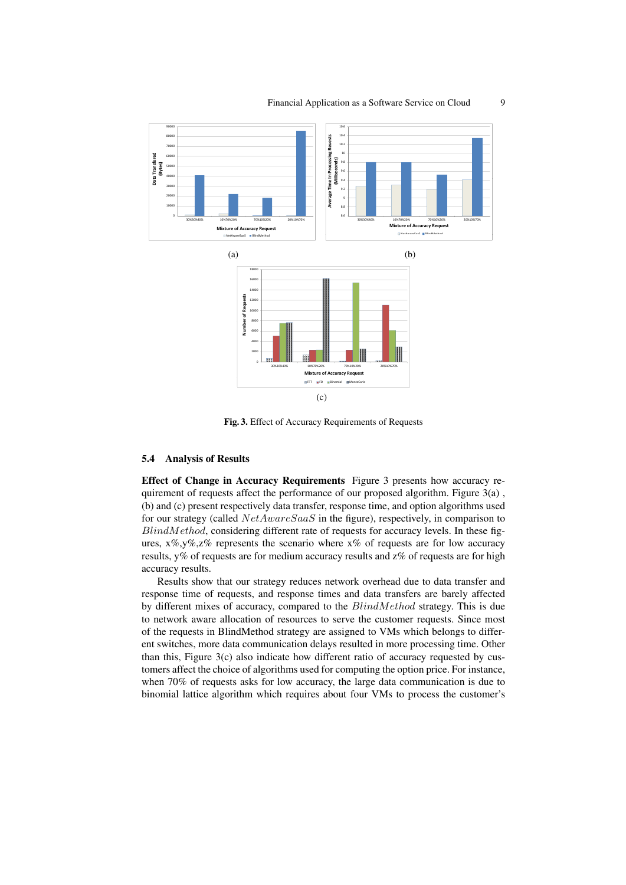(a)

(b)

(c)

**Fig. 3.** Effect of Accuracy Requirements of Requests

### 5.4 Analysis of Results

**Effect of Change in Accuracy Requirements** Figure 3 presents how accuracy requirement of requests affect the performance of our proposed algorithm. Figure 3(a) , (b) and (c) present respectively data transfer, response time, and option algorithms used for our strategy (called $NetAwareSaaS$ in the figure), respectively, in comparison to $BlindMethod$, considering different rate of requests for accuracy levels. In these figures, x%,y%,z% represents the scenario where x% of requests are for low accuracy results, y% of requests are for medium accuracy results and z% of requests are for high accuracy results.

Results show that our strategy reduces network overhead due to data transfer and response time of requests, and response times and data transfers are barely affected by different mixes of accuracy, compared to the $BlindMethod$ strategy. This is due to network aware allocation of resources to serve the customer requests. Since most of the requests in BlindMethod strategy are assigned to VMs which belongs to different switches, more data communication delays resulted in more processing time. Other than this, Figure 3(c) also indicate how different ratio of accuracy requested by customers affect the choice of algorithms used for computing the option price. For instance, when 70% of requests asks for low accuracy, the large data communication is due to binomial lattice algorithm which requires about four VMs to process the customer's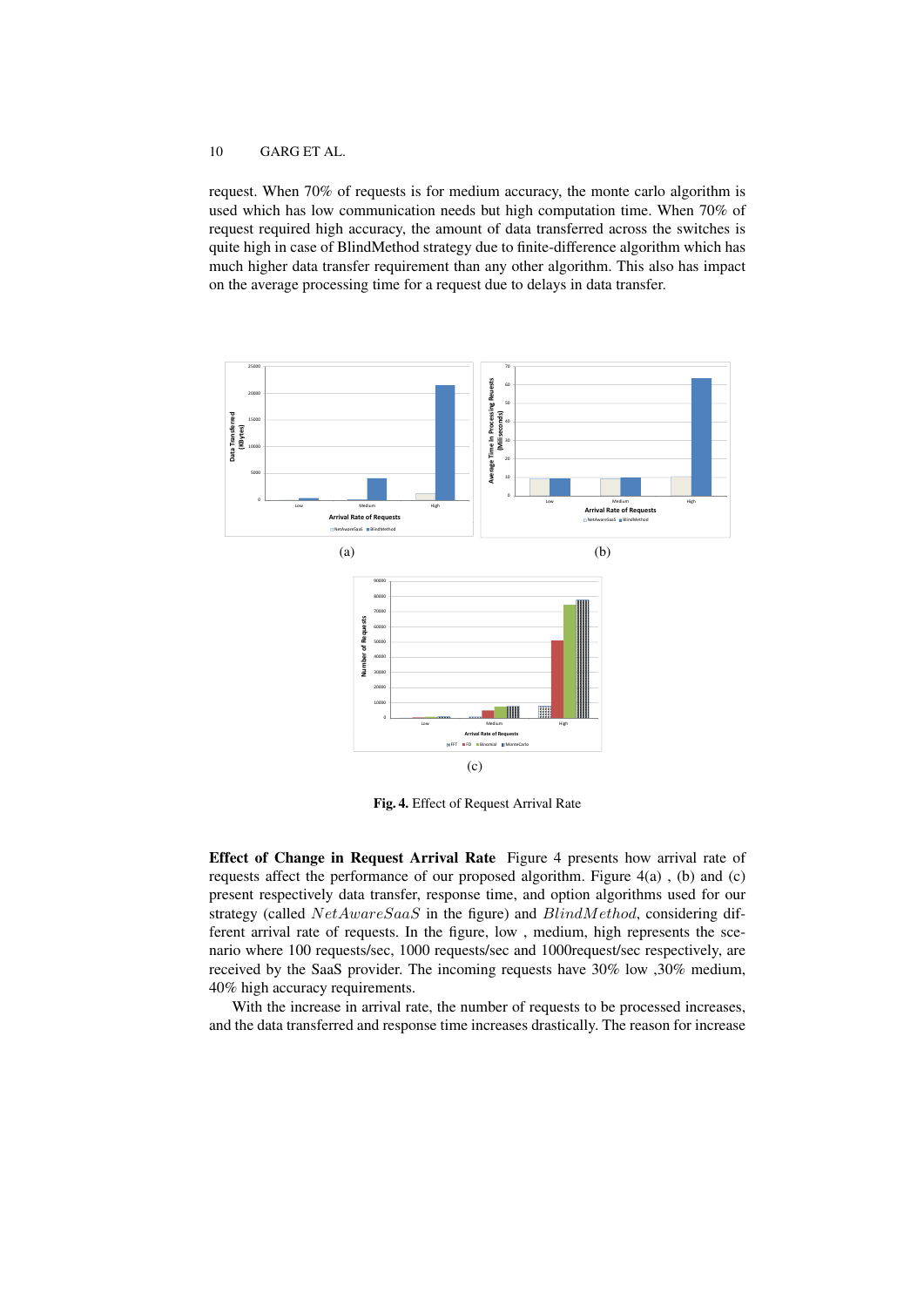request. When 70% of requests is for medium accuracy, the monte carlo algorithm is used which has low communication needs but high computation time. When 70% of request required high accuracy, the amount of data transferred across the switches is quite high in case of BlindMethod strategy due to finite-difference algorithm which has much higher data transfer requirement than any other algorithm. This also has impact on the average processing time for a request due to delays in data transfer.

(a)

(b)

(c)

**Fig. 4.** Effect of Request Arrival Rate

**Effect of Change in Request Arrival Rate** Figure 4 presents how arrival rate of requests affect the performance of our proposed algorithm. Figure 4(a) , (b) and (c) present respectively data transfer, response time, and option algorithms used for our strategy (called $NetAwareSaaS$ in the figure) and $BlindMethod$, considering different arrival rate of requests. In the figure, low , medium, high represents the scenario where 100 requests/sec, 1000 requests/sec and 1000request/sec respectively, are received by the SaaS provider. The incoming requests have 30% low ,30% medium, 40% high accuracy requirements.

With the increase in arrival rate, the number of requests to be processed increases, and the data transferred and response time increases drastically. The reason for increase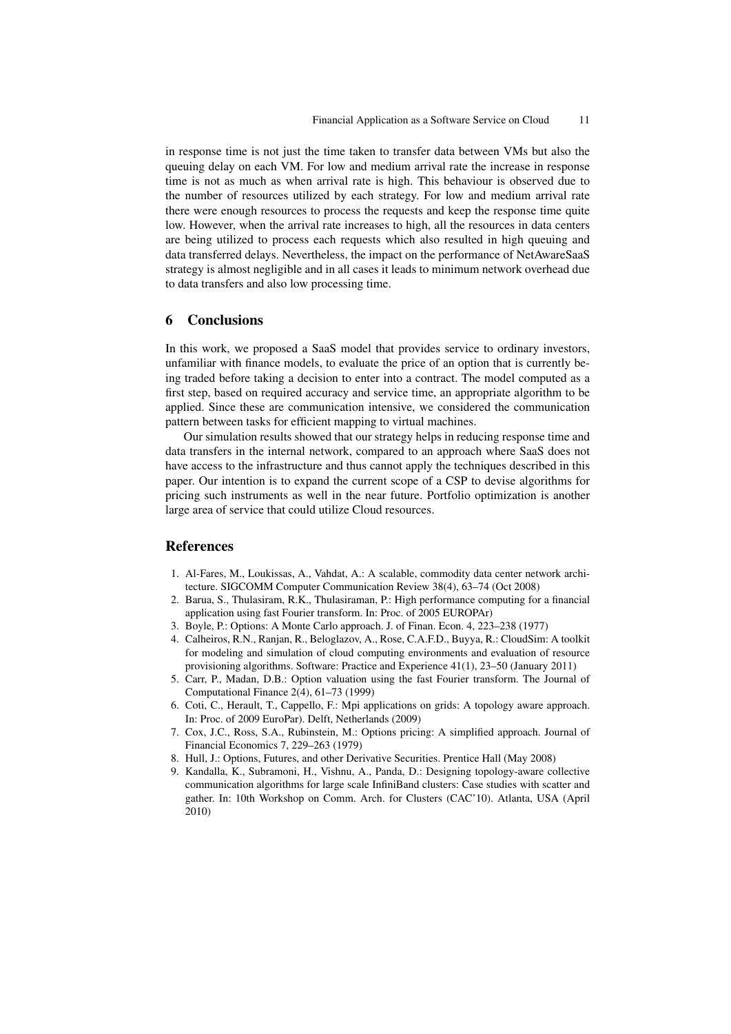in response time is not just the time taken to transfer data between VMs but also the queuing delay on each VM. For low and medium arrival rate the increase in response time is not as much as when arrival rate is high. This behaviour is observed due to the number of resources utilized by each strategy. For low and medium arrival rate there were enough resources to process the requests and keep the response time quite low. However, when the arrival rate increases to high, all the resources in data centers are being utilized to process each requests which also resulted in high queuing and data transferred delays. Nevertheless, the impact on the performance of NetAwareSaaS strategy is almost negligible and in all cases it leads to minimum network overhead due to data transfers and also low processing time.

## 6 Conclusions

In this work, we proposed a SaaS model that provides service to ordinary investors, unfamiliar with finance models, to evaluate the price of an option that is currently being traded before taking a decision to enter into a contract. The model computed as a first step, based on required accuracy and service time, an appropriate algorithm to be applied. Since these are communication intensive, we considered the communication pattern between tasks for efficient mapping to virtual machines.

Our simulation results showed that our strategy helps in reducing response time and data transfers in the internal network, compared to an approach where SaaS does not have access to the infrastructure and thus cannot apply the techniques described in this paper. Our intention is to expand the current scope of a CSP to devise algorithms for pricing such instruments as well in the near future. Portfolio optimization is another large area of service that could utilize Cloud resources.

## References

1. Al-Fares, M., Loukissas, A., Vahdat, A.: A scalable, commodity data center network architecture. SIGCOMM Computer Communication Review 38(4), 63–74 (Oct 2008)
2. Barua, S., Thulasiram, R.K., Thulasiraman, P.: High performance computing for a financial application using fast Fourier transform. In: Proc. of 2005 EUROPAr)
3. Boyle, P.: Options: A Monte Carlo approach. J. of Finan. Econ. 4, 223–238 (1977)
4. Calheiros, R.N., Ranjan, R., Beloglazov, A., Rose, C.A.F.D., Buyya, R.: CloudSim: A toolkit for modeling and simulation of cloud computing environments and evaluation of resource provisioning algorithms. Software: Practice and Experience 41(1), 23–50 (January 2011)
5. Carr, P., Madan, D.B.: Option valuation using the fast Fourier transform. The Journal of Computational Finance 2(4), 61–73 (1999)
6. Coti, C., Herault, T., Cappello, F.: Mpi applications on grids: A topology aware approach. In: Proc. of 2009 EuroPar). Delft, Netherlands (2009)
7. Cox, J.C., Ross, S.A., Rubinstein, M.: Options pricing: A simplified approach. Journal of Financial Economics 7, 229–263 (1979)
8. Hull, J.: Options, Futures, and other Derivative Securities. Prentice Hall (May 2008)
9. Kandalla, K., Subramoni, H., Vishnu, A., Panda, D.: Designing topology-aware collective communication algorithms for large scale InfiniBand clusters: Case studies with scatter and gather. In: 10th Workshop on Comm. Arch. for Clusters (CAC'10). Atlanta, USA (April 2010)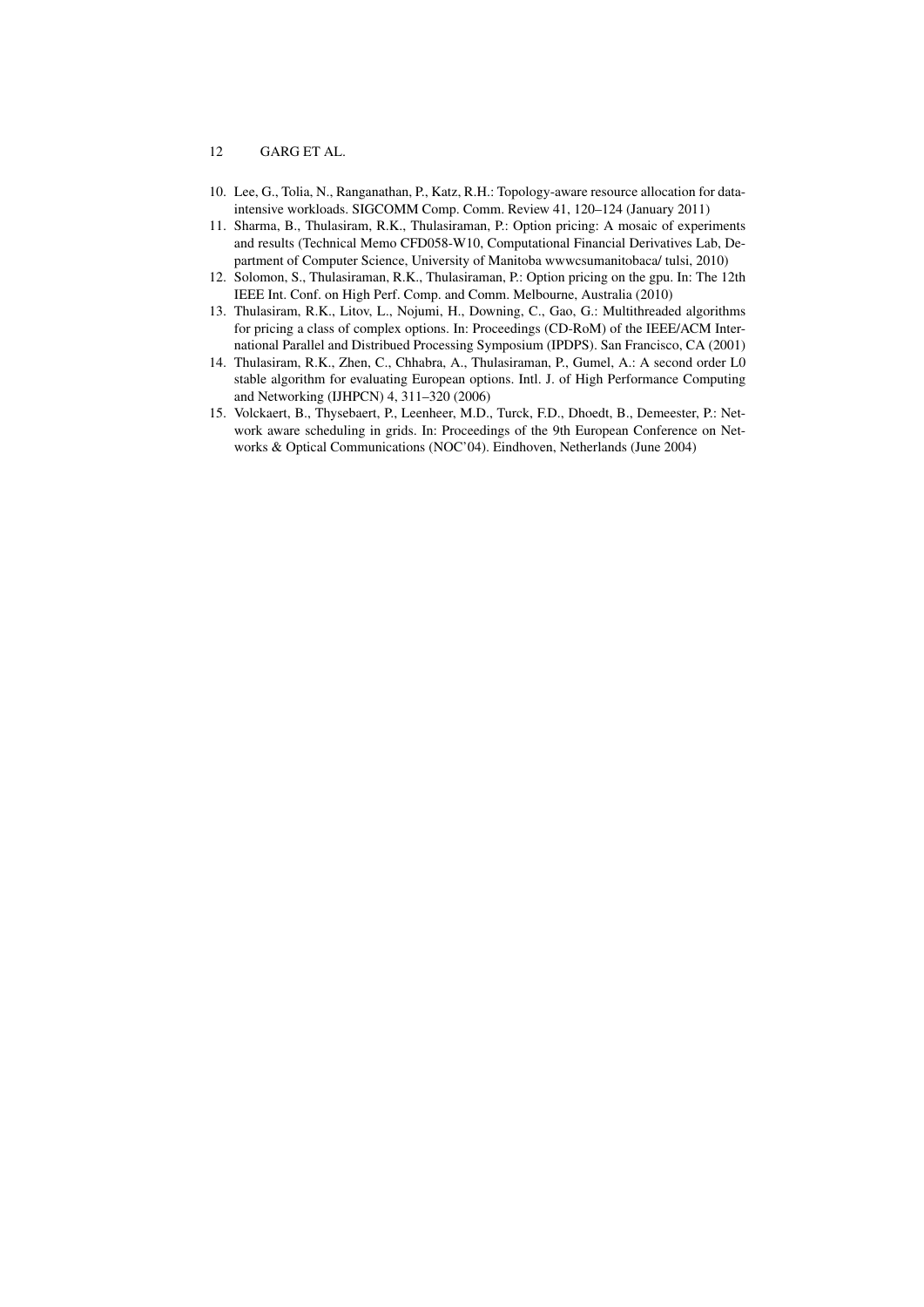10. Lee, G., Tolia, N., Ranganathan, P., Katz, R.H.: Topology-aware resource allocation for data-intensive workloads. SIGCOMM Comp. Comm. Review 41, 120–124 (January 2011)
11. Sharma, B., Thulasiram, R.K., Thulasiraman, P.: Option pricing: A mosaic of experiments and results (Technical Memo CFD058-W10, Computational Financial Derivatives Lab, Department of Computer Science, University of Manitoba wwwcsumanitobaca/ tulsi, 2010)
12. Solomon, S., Thulasiraman, R.K., Thulasiraman, P.: Option pricing on the gpu. In: The 12th IEEE Int. Conf. on High Perf. Comp. and Comm. Melbourne, Australia (2010)
13. Thulasiram, R.K., Litov, L., Nojumi, H., Downing, C., Gao, G.: Multithreaded algorithms for pricing a class of complex options. In: Proceedings (CD-RoM) of the IEEE/ACM International Parallel and Distribued Processing Symposium (IPDPS). San Francisco, CA (2001)
14. Thulasiram, R.K., Zhen, C., Chhabra, A., Thulasiraman, P., Gumel, A.: A second order L0 stable algorithm for evaluating European options. Intl. J. of High Performance Computing and Networking (IJHPCN) 4, 311–320 (2006)
15. Volckaert, B., Thysebaert, P., Leenheer, M.D., Turck, F.D., Dhoedt, B., Demeester, P.: Network aware scheduling in grids. In: Proceedings of the 9th European Conference on Networks & Optical Communications (NOC'04). Eindhoven, Netherlands (June 2004)